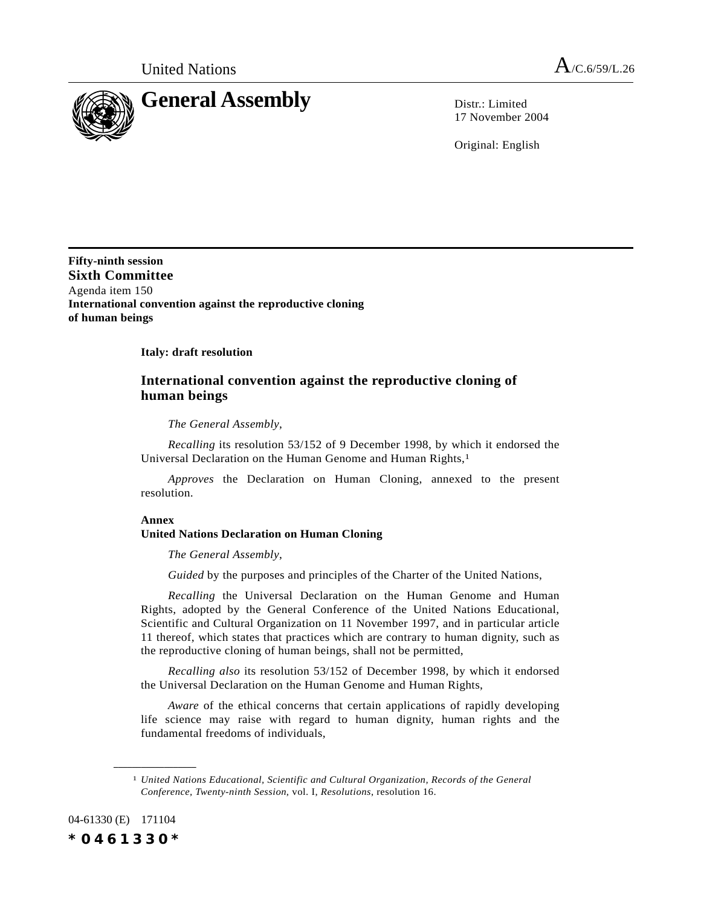United Nations A/C.6/59/L.26

# General Assembly

Distr.: Limited
17 November 2004

Original: English

**Fifty-ninth session**
**Sixth Committee**
Agenda item 150
**International convention against the reproductive cloning of human beings**

**Italy: draft resolution**

## International convention against the reproductive cloning of human beings

*The General Assembly*,

*Recalling* its resolution 53/152 of 9 December 1998, by which it endorsed the Universal Declaration on the Human Genome and Human Rights,[1]

*Approves* the Declaration on Human Cloning, annexed to the present resolution.

**Annex**
**United Nations Declaration on Human Cloning**

*The General Assembly*,

*Guided* by the purposes and principles of the Charter of the United Nations,

*Recalling* the Universal Declaration on the Human Genome and Human Rights, adopted by the General Conference of the United Nations Educational, Scientific and Cultural Organization on 11 November 1997, and in particular article 11 thereof, which states that practices which are contrary to human dignity, such as the reproductive cloning of human beings, shall not be permitted,

*Recalling also* its resolution 53/152 of December 1998, by which it endorsed the Universal Declaration on the Human Genome and Human Rights,

*Aware* of the ethical concerns that certain applications of rapidly developing life science may raise with regard to human dignity, human rights and the fundamental freedoms of individuals,

[1] *United Nations Educational, Scientific and Cultural Organization, Records of the General Conference, Twenty-ninth Session*, vol. I, *Resolutions*, resolution 16.

04-61330 (E) 171104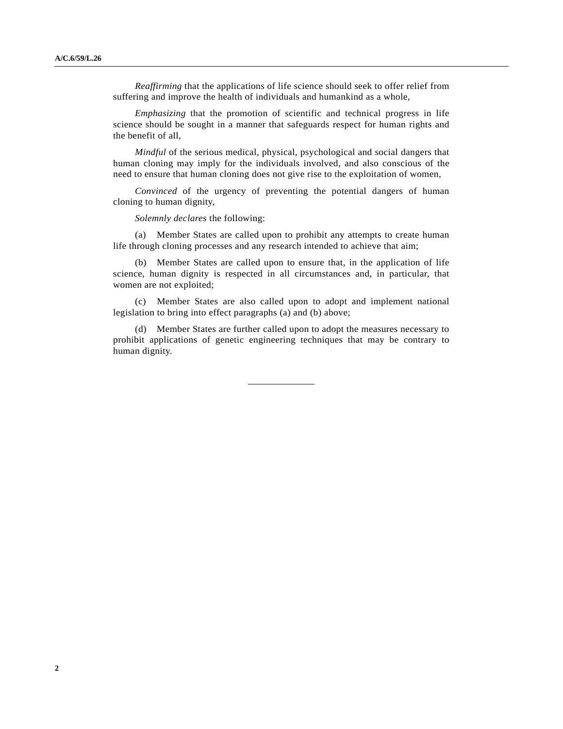*Reaffirming* that the applications of life science should seek to offer relief from suffering and improve the health of individuals and humankind as a whole,

*Emphasizing* that the promotion of scientific and technical progress in life science should be sought in a manner that safeguards respect for human rights and the benefit of all,

*Mindful* of the serious medical, physical, psychological and social dangers that human cloning may imply for the individuals involved, and also conscious of the need to ensure that human cloning does not give rise to the exploitation of women,

*Convinced* of the urgency of preventing the potential dangers of human cloning to human dignity,

*Solemnly declares* the following:

(a) Member States are called upon to prohibit any attempts to create human life through cloning processes and any research intended to achieve that aim;

(b) Member States are called upon to ensure that, in the application of life science, human dignity is respected in all circumstances and, in particular, that women are not exploited;

(c) Member States are also called upon to adopt and implement national legislation to bring into effect paragraphs (a) and (b) above;

(d) Member States are further called upon to adopt the measures necessary to prohibit applications of genetic engineering techniques that may be contrary to human dignity.